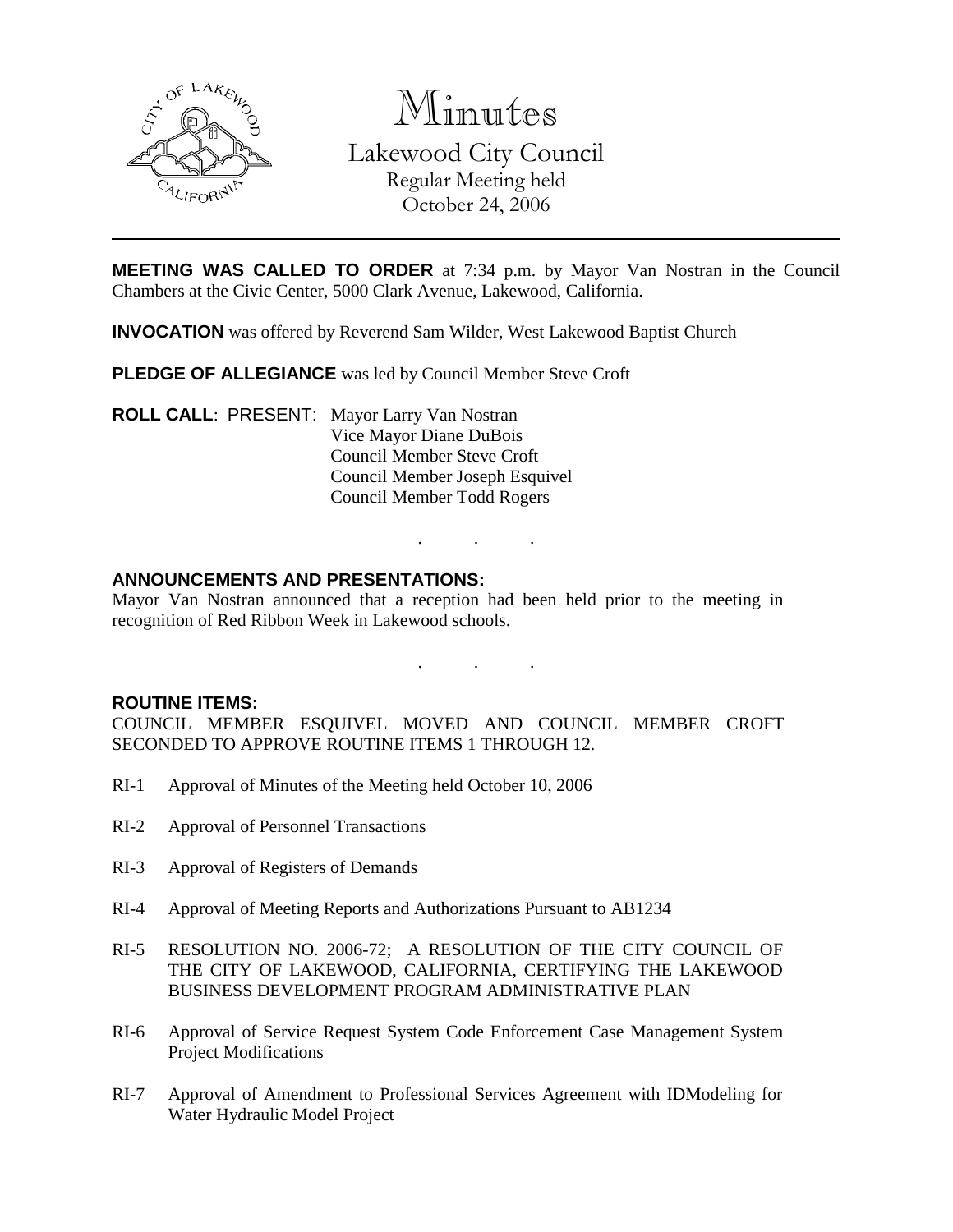# Minutes

Lakewood City Council
Regular Meeting held
October 24, 2006

**MEETING WAS CALLED TO ORDER** at 7:34 p.m. by Mayor Van Nostran in the Council Chambers at the Civic Center, 5000 Clark Avenue, Lakewood, California.

**INVOCATION** was offered by Reverend Sam Wilder, West Lakewood Baptist Church

**PLEDGE OF ALLEGIANCE** was led by Council Member Steve Croft

**ROLL CALL**: PRESENT: Mayor Larry Van Nostran
Vice Mayor Diane DuBois
Council Member Steve Croft
Council Member Joseph Esquivel
Council Member Todd Rogers

. . .

**ANNOUNCEMENTS AND PRESENTATIONS:**

Mayor Van Nostran announced that a reception had been held prior to the meeting in recognition of Red Ribbon Week in Lakewood schools.

. . .

**ROUTINE ITEMS:**

COUNCIL MEMBER ESQUIVEL MOVED AND COUNCIL MEMBER CROFT SECONDED TO APPROVE ROUTINE ITEMS 1 THROUGH 12.

RI-1 Approval of Minutes of the Meeting held October 10, 2006

RI-2 Approval of Personnel Transactions

RI-3 Approval of Registers of Demands

RI-4 Approval of Meeting Reports and Authorizations Pursuant to AB1234

RI-5 RESOLUTION NO. 2006-72; A RESOLUTION OF THE CITY COUNCIL OF THE CITY OF LAKEWOOD, CALIFORNIA, CERTIFYING THE LAKEWOOD BUSINESS DEVELOPMENT PROGRAM ADMINISTRATIVE PLAN

RI-6 Approval of Service Request System Code Enforcement Case Management System Project Modifications

RI-7 Approval of Amendment to Professional Services Agreement with IDModeling for Water Hydraulic Model Project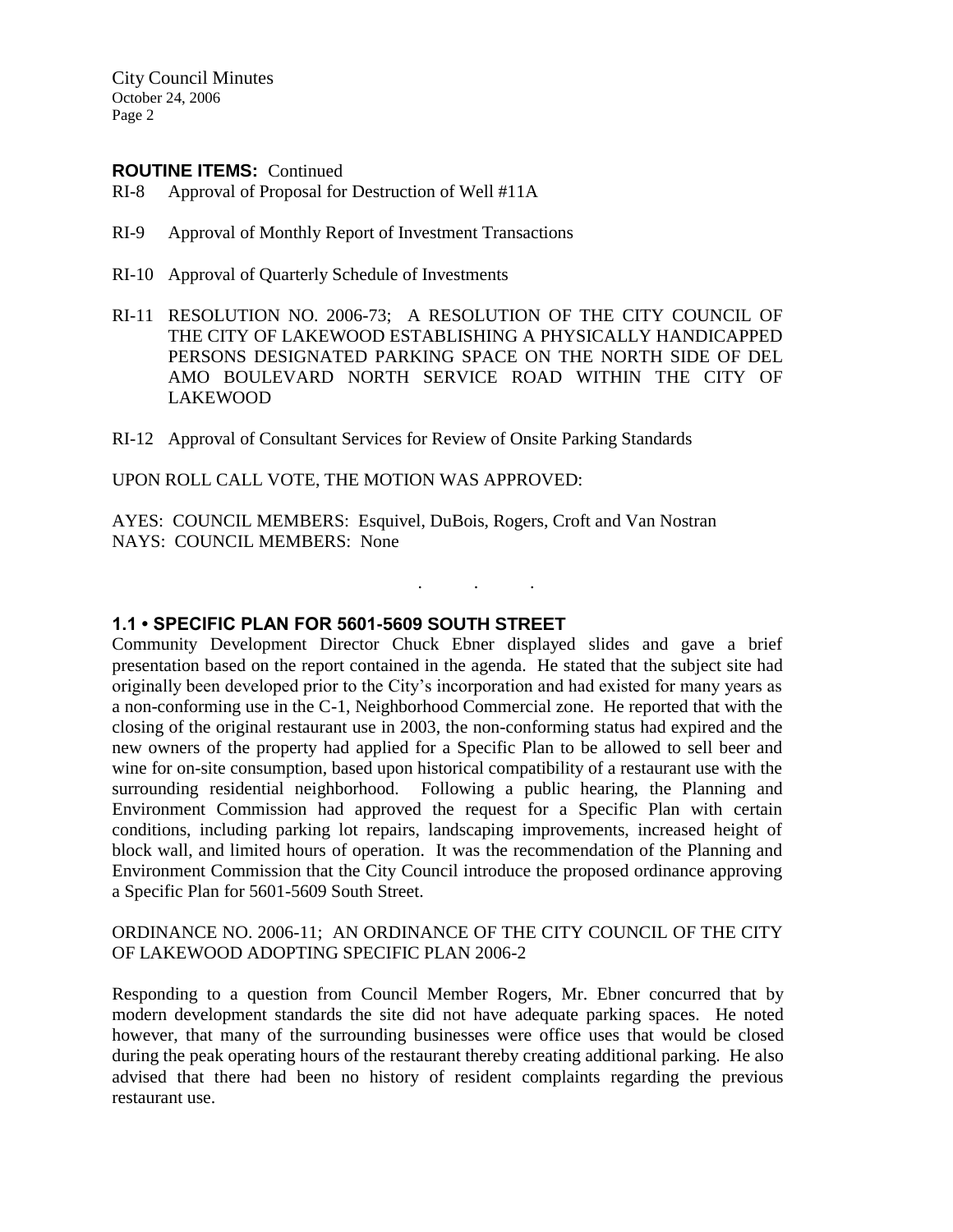**ROUTINE ITEMS:** Continued

RI-8 Approval of Proposal for Destruction of Well #11A

RI-9 Approval of Monthly Report of Investment Transactions

RI-10 Approval of Quarterly Schedule of Investments

RI-11 RESOLUTION NO. 2006-73; A RESOLUTION OF THE CITY COUNCIL OF THE CITY OF LAKEWOOD ESTABLISHING A PHYSICALLY HANDICAPPED PERSONS DESIGNATED PARKING SPACE ON THE NORTH SIDE OF DEL AMO BOULEVARD NORTH SERVICE ROAD WITHIN THE CITY OF LAKEWOOD

RI-12 Approval of Consultant Services for Review of Onsite Parking Standards

UPON ROLL CALL VOTE, THE MOTION WAS APPROVED:

AYES: COUNCIL MEMBERS: Esquivel, DuBois, Rogers, Croft and Van Nostran
NAYS: COUNCIL MEMBERS: None

. . .

### 1.1 • SPECIFIC PLAN FOR 5601-5609 SOUTH STREET

Community Development Director Chuck Ebner displayed slides and gave a brief presentation based on the report contained in the agenda. He stated that the subject site had originally been developed prior to the City's incorporation and had existed for many years as a non-conforming use in the C-1, Neighborhood Commercial zone. He reported that with the closing of the original restaurant use in 2003, the non-conforming status had expired and the new owners of the property had applied for a Specific Plan to be allowed to sell beer and wine for on-site consumption, based upon historical compatibility of a restaurant use with the surrounding residential neighborhood. Following a public hearing, the Planning and Environment Commission had approved the request for a Specific Plan with certain conditions, including parking lot repairs, landscaping improvements, increased height of block wall, and limited hours of operation. It was the recommendation of the Planning and Environment Commission that the City Council introduce the proposed ordinance approving a Specific Plan for 5601-5609 South Street.

ORDINANCE NO. 2006-11; AN ORDINANCE OF THE CITY COUNCIL OF THE CITY OF LAKEWOOD ADOPTING SPECIFIC PLAN 2006-2

Responding to a question from Council Member Rogers, Mr. Ebner concurred that by modern development standards the site did not have adequate parking spaces. He noted however, that many of the surrounding businesses were office uses that would be closed during the peak operating hours of the restaurant thereby creating additional parking. He also advised that there had been no history of resident complaints regarding the previous restaurant use.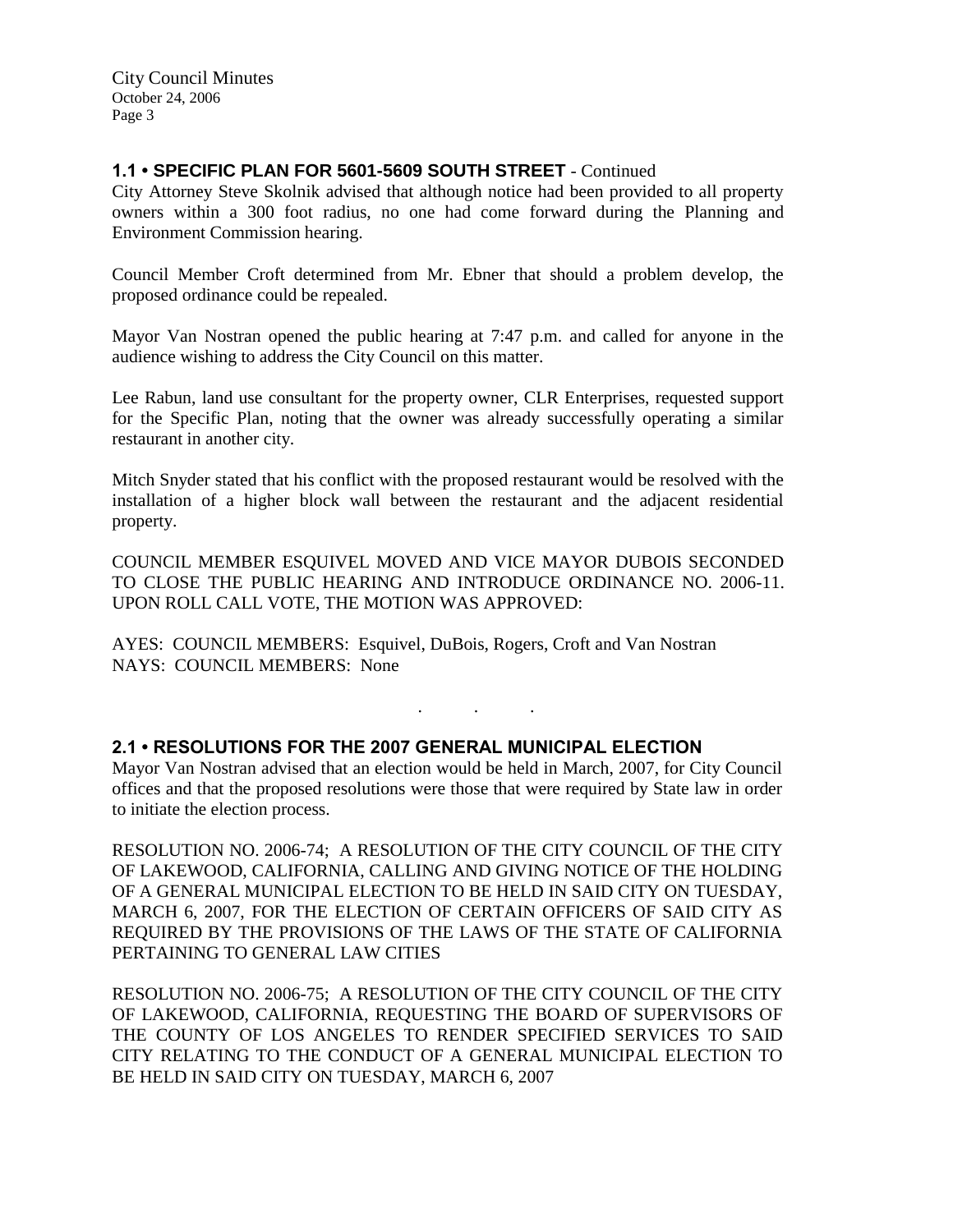## 1.1 • SPECIFIC PLAN FOR 5601-5609 SOUTH STREET - Continued

City Attorney Steve Skolnik advised that although notice had been provided to all property owners within a 300 foot radius, no one had come forward during the Planning and Environment Commission hearing.

Council Member Croft determined from Mr. Ebner that should a problem develop, the proposed ordinance could be repealed.

Mayor Van Nostran opened the public hearing at 7:47 p.m. and called for anyone in the audience wishing to address the City Council on this matter.

Lee Rabun, land use consultant for the property owner, CLR Enterprises, requested support for the Specific Plan, noting that the owner was already successfully operating a similar restaurant in another city.

Mitch Snyder stated that his conflict with the proposed restaurant would be resolved with the installation of a higher block wall between the restaurant and the adjacent residential property.

COUNCIL MEMBER ESQUIVEL MOVED AND VICE MAYOR DUBOIS SECONDED TO CLOSE THE PUBLIC HEARING AND INTRODUCE ORDINANCE NO. 2006-11. UPON ROLL CALL VOTE, THE MOTION WAS APPROVED:

AYES: COUNCIL MEMBERS: Esquivel, DuBois, Rogers, Croft and Van Nostran
NAYS: COUNCIL MEMBERS: None

. . .

## 2.1 • RESOLUTIONS FOR THE 2007 GENERAL MUNICIPAL ELECTION

Mayor Van Nostran advised that an election would be held in March, 2007, for City Council offices and that the proposed resolutions were those that were required by State law in order to initiate the election process.

RESOLUTION NO. 2006-74; A RESOLUTION OF THE CITY COUNCIL OF THE CITY OF LAKEWOOD, CALIFORNIA, CALLING AND GIVING NOTICE OF THE HOLDING OF A GENERAL MUNICIPAL ELECTION TO BE HELD IN SAID CITY ON TUESDAY, MARCH 6, 2007, FOR THE ELECTION OF CERTAIN OFFICERS OF SAID CITY AS REQUIRED BY THE PROVISIONS OF THE LAWS OF THE STATE OF CALIFORNIA PERTAINING TO GENERAL LAW CITIES

RESOLUTION NO. 2006-75; A RESOLUTION OF THE CITY COUNCIL OF THE CITY OF LAKEWOOD, CALIFORNIA, REQUESTING THE BOARD OF SUPERVISORS OF THE COUNTY OF LOS ANGELES TO RENDER SPECIFIED SERVICES TO SAID CITY RELATING TO THE CONDUCT OF A GENERAL MUNICIPAL ELECTION TO BE HELD IN SAID CITY ON TUESDAY, MARCH 6, 2007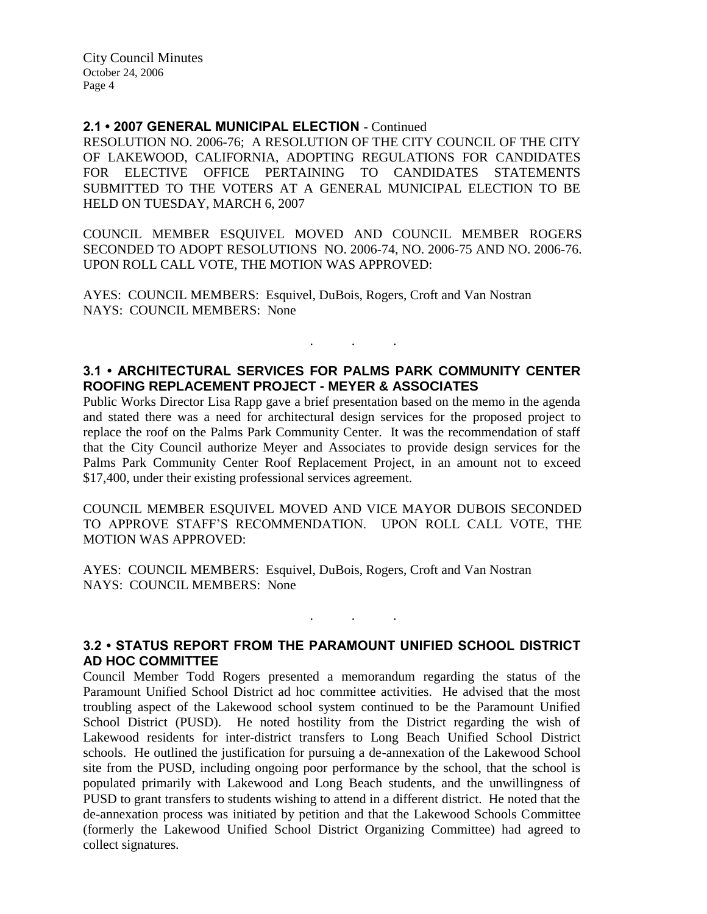**2.1 • 2007 GENERAL MUNICIPAL ELECTION** - Continued

RESOLUTION NO. 2006-76; A RESOLUTION OF THE CITY COUNCIL OF THE CITY OF LAKEWOOD, CALIFORNIA, ADOPTING REGULATIONS FOR CANDIDATES FOR ELECTIVE OFFICE PERTAINING TO CANDIDATES STATEMENTS SUBMITTED TO THE VOTERS AT A GENERAL MUNICIPAL ELECTION TO BE HELD ON TUESDAY, MARCH 6, 2007

COUNCIL MEMBER ESQUIVEL MOVED AND COUNCIL MEMBER ROGERS SECONDED TO ADOPT RESOLUTIONS NO. 2006-74, NO. 2006-75 AND NO. 2006-76. UPON ROLL CALL VOTE, THE MOTION WAS APPROVED:

AYES: COUNCIL MEMBERS: Esquivel, DuBois, Rogers, Croft and Van Nostran
NAYS: COUNCIL MEMBERS: None

. . .

**3.1 • ARCHITECTURAL SERVICES FOR PALMS PARK COMMUNITY CENTER ROOFING REPLACEMENT PROJECT - MEYER & ASSOCIATES**

Public Works Director Lisa Rapp gave a brief presentation based on the memo in the agenda and stated there was a need for architectural design services for the proposed project to replace the roof on the Palms Park Community Center. It was the recommendation of staff that the City Council authorize Meyer and Associates to provide design services for the Palms Park Community Center Roof Replacement Project, in an amount not to exceed $17,400, under their existing professional services agreement.

COUNCIL MEMBER ESQUIVEL MOVED AND VICE MAYOR DUBOIS SECONDED TO APPROVE STAFF'S RECOMMENDATION. UPON ROLL CALL VOTE, THE MOTION WAS APPROVED:

AYES: COUNCIL MEMBERS: Esquivel, DuBois, Rogers, Croft and Van Nostran
NAYS: COUNCIL MEMBERS: None

. . .

**3.2 • STATUS REPORT FROM THE PARAMOUNT UNIFIED SCHOOL DISTRICT AD HOC COMMITTEE**

Council Member Todd Rogers presented a memorandum regarding the status of the Paramount Unified School District ad hoc committee activities. He advised that the most troubling aspect of the Lakewood school system continued to be the Paramount Unified School District (PUSD). He noted hostility from the District regarding the wish of Lakewood residents for inter-district transfers to Long Beach Unified School District schools. He outlined the justification for pursuing a de-annexation of the Lakewood School site from the PUSD, including ongoing poor performance by the school, that the school is populated primarily with Lakewood and Long Beach students, and the unwillingness of PUSD to grant transfers to students wishing to attend in a different district. He noted that the de-annexation process was initiated by petition and that the Lakewood Schools Committee (formerly the Lakewood Unified School District Organizing Committee) had agreed to collect signatures.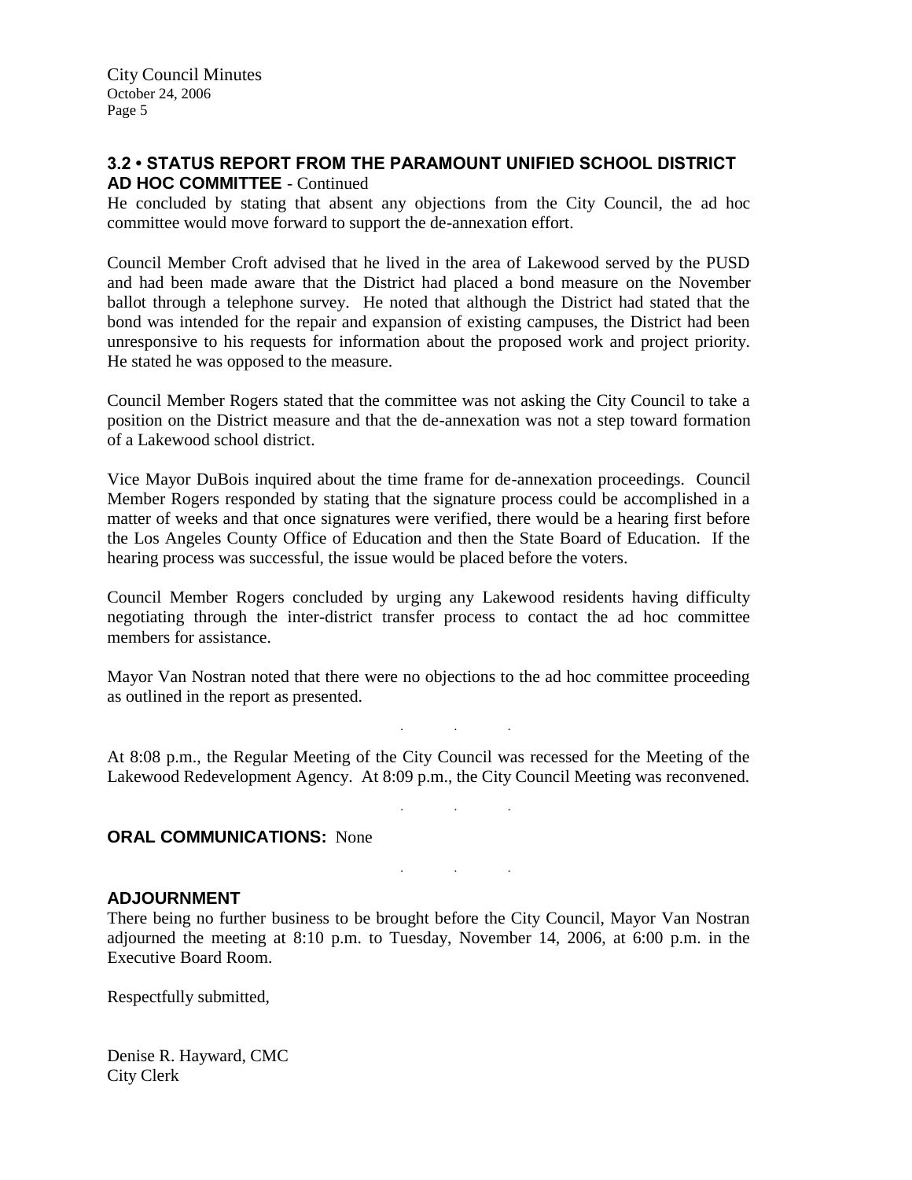### 3.2 • STATUS REPORT FROM THE PARAMOUNT UNIFIED SCHOOL DISTRICT AD HOC COMMITTEE - Continued

He concluded by stating that absent any objections from the City Council, the ad hoc committee would move forward to support the de-annexation effort.

Council Member Croft advised that he lived in the area of Lakewood served by the PUSD and had been made aware that the District had placed a bond measure on the November ballot through a telephone survey. He noted that although the District had stated that the bond was intended for the repair and expansion of existing campuses, the District had been unresponsive to his requests for information about the proposed work and project priority. He stated he was opposed to the measure.

Council Member Rogers stated that the committee was not asking the City Council to take a position on the District measure and that the de-annexation was not a step toward formation of a Lakewood school district.

Vice Mayor DuBois inquired about the time frame for de-annexation proceedings. Council Member Rogers responded by stating that the signature process could be accomplished in a matter of weeks and that once signatures were verified, there would be a hearing first before the Los Angeles County Office of Education and then the State Board of Education. If the hearing process was successful, the issue would be placed before the voters.

Council Member Rogers concluded by urging any Lakewood residents having difficulty negotiating through the inter-district transfer process to contact the ad hoc committee members for assistance.

Mayor Van Nostran noted that there were no objections to the ad hoc committee proceeding as outlined in the report as presented.

. . .

At 8:08 p.m., the Regular Meeting of the City Council was recessed for the Meeting of the Lakewood Redevelopment Agency. At 8:09 p.m., the City Council Meeting was reconvened.

. . .

**ORAL COMMUNICATIONS:** None

. . .

**ADJOURNMENT**

There being no further business to be brought before the City Council, Mayor Van Nostran adjourned the meeting at 8:10 p.m. to Tuesday, November 14, 2006, at 6:00 p.m. in the Executive Board Room.

Respectfully submitted,

Denise R. Hayward, CMC
City Clerk